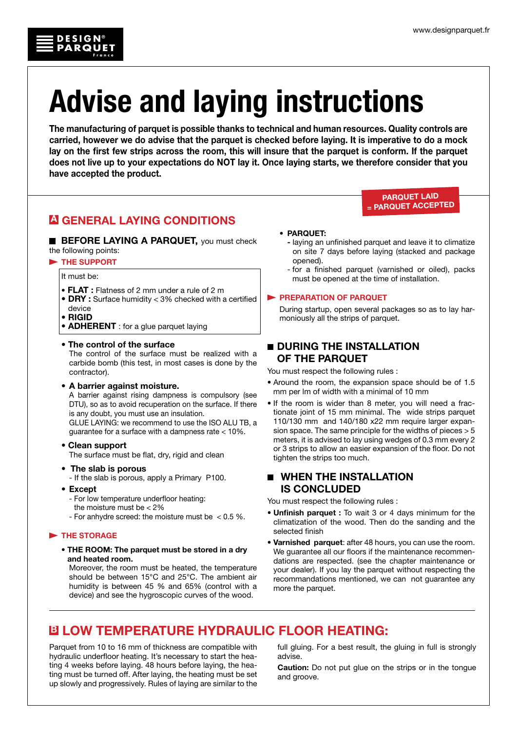# Advise and laying instructions

**The manufacturing of parquet is possible thanks to technical and human resources. Quality controls are carried, however we do advise that the parquet is checked before laying. It is imperative to do a mock lay on the first few strips across the room, this will insure that the parquet is conform. If the parquet does not live up to your expectations do NOT lay it. Once laying starts, we therefore consider that you have accepted the product.**

**PARQUET LAID = PARQUET ACCEPTED**

## A GENERAL LAYING CONDITIONS

### BEFORE LAYING A PARQUET, you must check the following points:

#### THE SUPPORT

It must be:

- **FLAT :** Flatness of 2 mm under a rule of 2 m
- **DRY :** Surface humidity < 3% checked with a certified device
- **RIGID**
- **ADHERENT** : for a glue parquet laying

- **The control of the surface**
  The control of the surface must be realized with a carbide bomb (this test, in most cases is done by the contractor).
- **A barrier against moisture.**
  A barrier against rising dampness is compulsory (see DTU), so as to avoid recuperation on the surface. If there is any doubt, you must use an insulation.
  GLUE LAYING: we recommend to use the ISO ALU TB, a guarantee for a surface with a dampness rate < 10%.
- **Clean support**
  The surface must be flat, dry, rigid and clean
- **The slab is porous**
  - If the slab is porous, apply a Primary P100.
- **Except**
  - For low temperature underfloor heating: the moisture must be < 2%
  - For anhydre screed: the moisture must be < 0.5 %.

#### THE STORAGE

- **THE ROOM: The parquet must be stored in a dry and heated room.**
  Moreover, the room must be heated, the temperature should be between 15°C and 25°C. The ambient air humidity is between 45 % and 65% (control with a device) and see the hygroscopic curves of the wood.

- **PARQUET:**
  - laying an unfinished parquet and leave it to climatize on site 7 days before laying (stacked and package opened).
  - for a finished parquet (varnished or oiled), packs must be opened at the time of installation.

#### PREPARATION OF PARQUET

During startup, open several packages so as to lay harmoniously all the strips of parquet.

### DURING THE INSTALLATION OF THE PARQUET

You must respect the following rules :

- Around the room, the expansion space should be of 1.5 mm per lm of width with a minimal of 10 mm
- If the room is wider than 8 meter, you will need a fractionate joint of 15 mm minimal. The wide strips parquet 110/130 mm and 140/180 x22 mm require larger expansion space. The same principle for the widths of pieces > 5 meters, it is advised to lay using wedges of 0.3 mm every 2 or 3 strips to allow an easier expansion of the floor. Do not tighten the strips too much.

### WHEN THE INSTALLATION IS CONCLUDED

You must respect the following rules :

- **Unfinish parquet :** To wait 3 or 4 days minimum for the climatization of the wood. Then do the sanding and the selected finish
- **Varnished parquet**: after 48 hours, you can use the room. We guarantee all our floors if the maintenance recommendations are respected. (see the chapter maintenance or your dealer). If you lay the parquet without respecting the recommandations mentioned, we can not guarantee any more the parquet.

## B LOW TEMPERATURE HYDRAULIC FLOOR HEATING:

Parquet from 10 to 16 mm of thickness are compatible with hydraulic underfloor heating. It's necessary to start the heating 4 weeks before laying. 48 hours before laying, the heating must be turned off. After laying, the heating must be set up slowly and progressively. Rules of laying are similar to the full gluing. For a best result, the gluing in full is strongly advise.

**Caution:** Do not put glue on the strips or in the tongue and groove.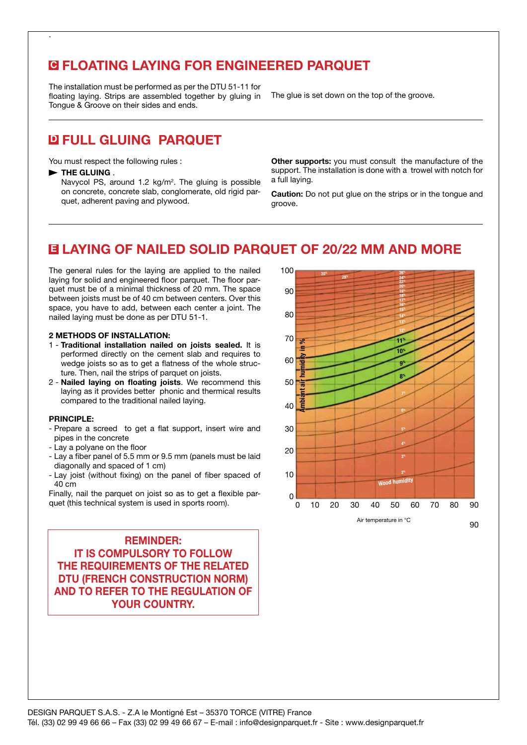## C FLOATING LAYING FOR ENGINEERED PARQUET

The installation must be performed as per the DTU 51-11 for floating laying. Strips are assembled together by gluing in Tongue & Groove on their sides and ends.

The glue is set down on the top of the groove.

## D FULL GLUING PARQUET

You must respect the following rules :

- **THE GLUING** .
  Navycol PS, around 1.2 kg/m². The gluing is possible on concrete, concrete slab, conglomerate, old rigid parquet, adherent paving and plywood.

**Other supports:** you must consult the manufacture of the support. The installation is done with a trowel with notch for a full laying.

**Caution:** Do not put glue on the strips or in the tongue and groove.

## E LAYING OF NAILED SOLID PARQUET OF 20/22 MM AND MORE

The general rules for the laying are applied to the nailed laying for solid and engineered floor parquet. The floor parquet must be of a minimal thickness of 20 mm. The space between joists must be of 40 cm between centers. Over this space, you have to add, between each center a joint. The nailed laying must be done as per DTU 51-1.

**2 METHODS OF INSTALLATION:**

1 - **Traditional installation nailed on joists sealed.** It is performed directly on the cement slab and requires to wedge joists so as to get a flatness of the whole structure. Then, nail the strips of parquet on joists.

2 - **Nailed laying on floating joists**. We recommend this laying as it provides better phonic and thermical results compared to the traditional nailed laying.

**PRINCIPLE:**

- Prepare a screed to get a flat support, insert wire and pipes in the concrete
- Lay a polyane on the floor
- Lay a fiber panel of 5.5 mm or 9.5 mm (panels must be laid diagonally and spaced of 1 cm)
- Lay joist (without fixing) on the panel of fiber spaced of 40 cm

Finally, nail the parquet on joist so as to get a flexible parquet (this technical system is used in sports room).

Ambiant air humidity in %

100, 90, 80, 70, 60, 50, 40, 30, 20, 10, 0

30%, 28%, 26%, 24%, 22%, 20%, 19%, 18%, 17%, 16%, 15%, 14%, 13%, 12%, 11%, 10%, 9%, 8%, 7%, 6%, 5%, 4%, 3%, 2%

Wood humidity

0, 10, 20, 30, 40, 50, 60, 70, 80, 90

Air temperature in °C

**REMINDER:**
**IT IS COMPULSORY TO FOLLOW THE REQUIREMENTS OF THE RELATED DTU (FRENCH CONSTRUCTION NORM) AND TO REFER TO THE REGULATION OF YOUR COUNTRY.**

DESIGN PARQUET S.A.S. - Z.A le Montigné Est – 35370 TORCE (VITRE) France
Tél. (33) 02 99 49 66 66 – Fax (33) 02 99 49 66 67 – E-mail : info@designparquet.fr - Site : www.designparquet.fr